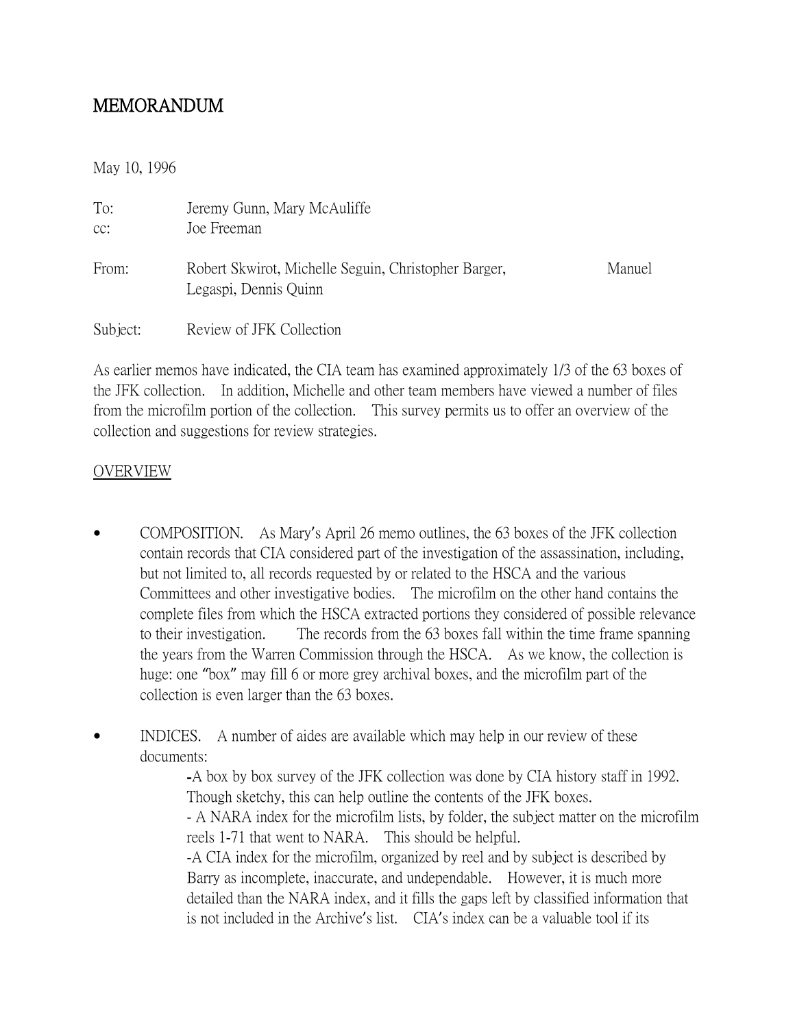# MEMORANDUM

May 10, 1996

To: Jeremy Gunn, Mary McAuliffe
cc: Joe Freeman

From: Robert Skwirot, Michelle Seguin, Christopher Barger, Manuel Legaspi, Dennis Quinn

Subject: Review of JFK Collection

As earlier memos have indicated, the CIA team has examined approximately 1/3 of the 63 boxes of the JFK collection. In addition, Michelle and other team members have viewed a number of files from the microfilm portion of the collection. This survey permits us to offer an overview of the collection and suggestions for review strategies.

<u>OVERVIEW</u>

- COMPOSITION. As Mary's April 26 memo outlines, the 63 boxes of the JFK collection contain records that CIA considered part of the investigation of the assassination, including, but not limited to, all records requested by or related to the HSCA and the various Committees and other investigative bodies. The microfilm on the other hand contains the complete files from which the HSCA extracted portions they considered of possible relevance to their investigation. The records from the 63 boxes fall within the time frame spanning the years from the Warren Commission through the HSCA. As we know, the collection is huge: one "box" may fill 6 or more grey archival boxes, and the microfilm part of the collection is even larger than the 63 boxes.

- INDICES. A number of aides are available which may help in our review of these documents:
  - A box by box survey of the JFK collection was done by CIA history staff in 1992. Though sketchy, this can help outline the contents of the JFK boxes.
  - A NARA index for the microfilm lists, by folder, the subject matter on the microfilm reels 1-71 that went to NARA. This should be helpful.
  - A CIA index for the microfilm, organized by reel and by subject is described by Barry as incomplete, inaccurate, and undependable. However, it is much more detailed than the NARA index, and it fills the gaps left by classified information that is not included in the Archive's list. CIA's index can be a valuable tool if its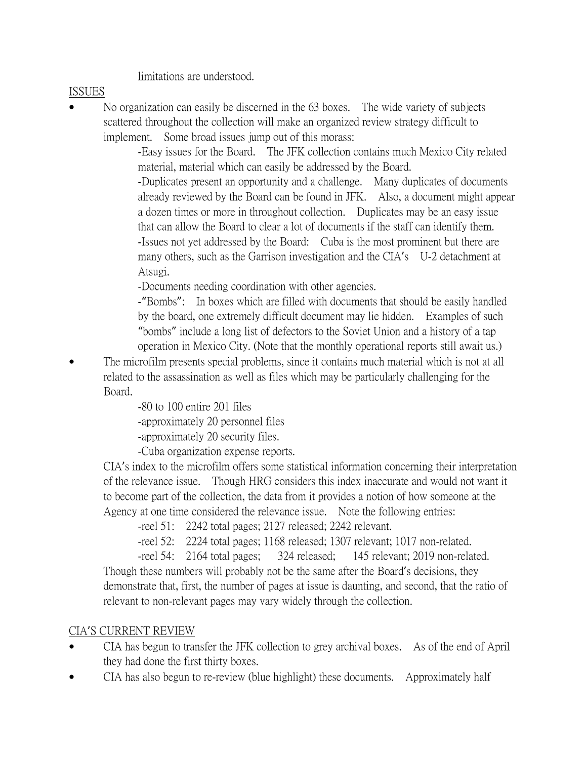limitations are understood.

ISSUES

- No organization can easily be discerned in the 63 boxes. The wide variety of subjects scattered throughout the collection will make an organized review strategy difficult to implement. Some broad issues jump out of this morass:

  -Easy issues for the Board. The JFK collection contains much Mexico City related material, material which can easily be addressed by the Board.

  -Duplicates present an opportunity and a challenge. Many duplicates of documents already reviewed by the Board can be found in JFK. Also, a document might appear a dozen times or more in throughout collection. Duplicates may be an easy issue that can allow the Board to clear a lot of documents if the staff can identify them.

  -Issues not yet addressed by the Board: Cuba is the most prominent but there are many others, such as the Garrison investigation and the CIA's U-2 detachment at Atsugi.

  -Documents needing coordination with other agencies.

  -"Bombs": In boxes which are filled with documents that should be easily handled by the board, one extremely difficult document may lie hidden. Examples of such "bombs" include a long list of defectors to the Soviet Union and a history of a tap operation in Mexico City. (Note that the monthly operational reports still await us.)

- The microfilm presents special problems, since it contains much material which is not at all related to the assassination as well as files which may be particularly challenging for the Board.

  -80 to 100 entire 201 files

  -approximately 20 personnel files

  -approximately 20 security files.

  -Cuba organization expense reports.

  CIA's index to the microfilm offers some statistical information concerning their interpretation of the relevance issue. Though HRG considers this index inaccurate and would not want it to become part of the collection, the data from it provides a notion of how someone at the Agency at one time considered the relevance issue. Note the following entries:

  -reel 51: 2242 total pages; 2127 released; 2242 relevant.

  -reel 52: 2224 total pages; 1168 released; 1307 relevant; 1017 non-related.

  -reel 54: 2164 total pages; 324 released; 145 relevant; 2019 non-related.

  Though these numbers will probably not be the same after the Board's decisions, they demonstrate that, first, the number of pages at issue is daunting, and second, that the ratio of relevant to non-relevant pages may vary widely through the collection.

CIA'S CURRENT REVIEW

- CIA has begun to transfer the JFK collection to grey archival boxes. As of the end of April they had done the first thirty boxes.
- CIA has also begun to re-review (blue highlight) these documents. Approximately half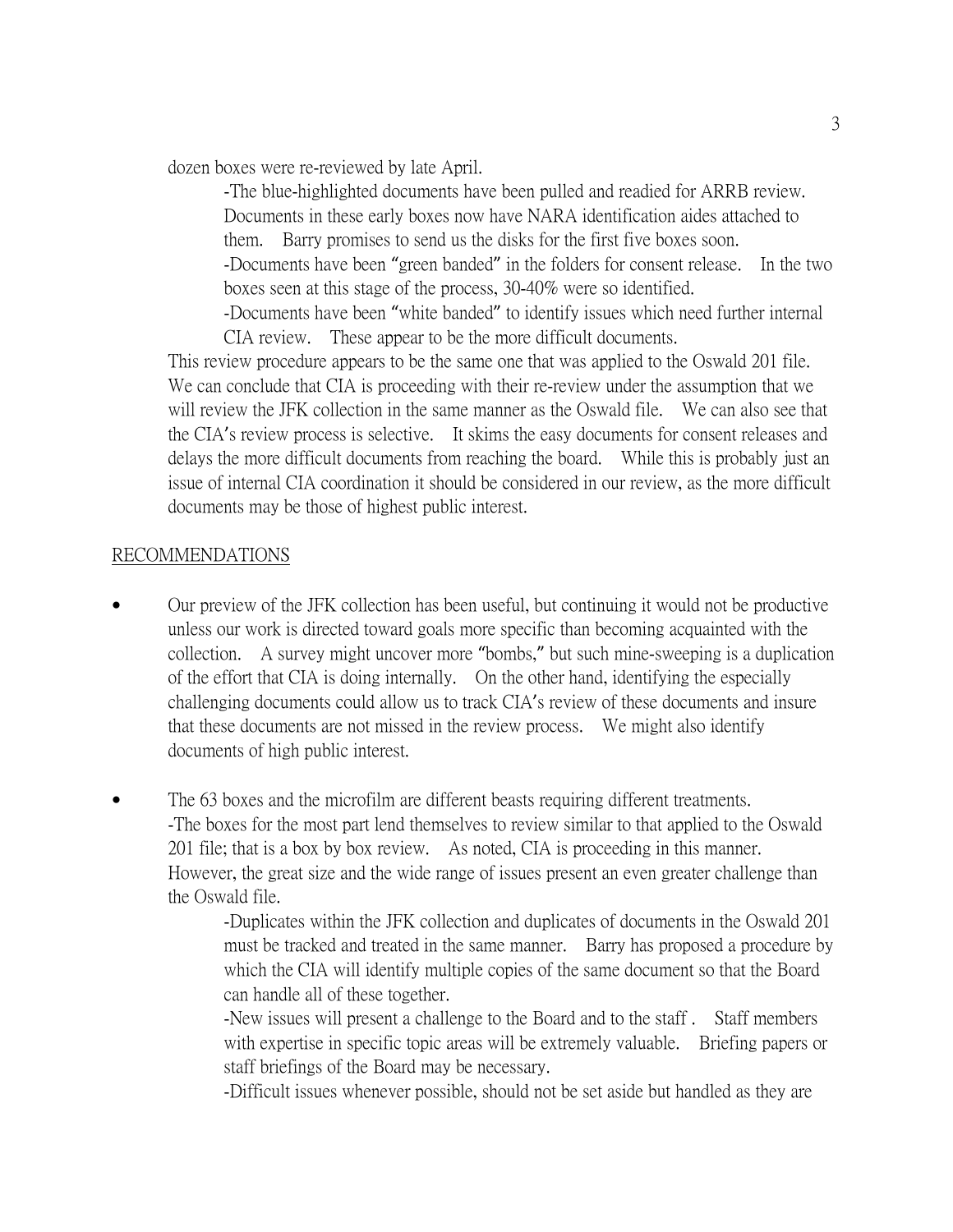dozen boxes were re-reviewed by late April.

-The blue-highlighted documents have been pulled and readied for ARRB review. Documents in these early boxes now have NARA identification aides attached to them. Barry promises to send us the disks for the first five boxes soon.

-Documents have been "green banded" in the folders for consent release. In the two boxes seen at this stage of the process, 30-40% were so identified.

-Documents have been "white banded" to identify issues which need further internal CIA review. These appear to be the more difficult documents.

This review procedure appears to be the same one that was applied to the Oswald 201 file. We can conclude that CIA is proceeding with their re-review under the assumption that we will review the JFK collection in the same manner as the Oswald file. We can also see that the CIA's review process is selective. It skims the easy documents for consent releases and delays the more difficult documents from reaching the board. While this is probably just an issue of internal CIA coordination it should be considered in our review, as the more difficult documents may be those of highest public interest.

## RECOMMENDATIONS

- Our preview of the JFK collection has been useful, but continuing it would not be productive unless our work is directed toward goals more specific than becoming acquainted with the collection. A survey might uncover more "bombs," but such mine-sweeping is a duplication of the effort that CIA is doing internally. On the other hand, identifying the especially challenging documents could allow us to track CIA's review of these documents and insure that these documents are not missed in the review process. We might also identify documents of high public interest.

- The 63 boxes and the microfilm are different beasts requiring different treatments.
  -The boxes for the most part lend themselves to review similar to that applied to the Oswald 201 file; that is a box by box review. As noted, CIA is proceeding in this manner. However, the great size and the wide range of issues present an even greater challenge than the Oswald file.

  -Duplicates within the JFK collection and duplicates of documents in the Oswald 201 must be tracked and treated in the same manner. Barry has proposed a procedure by which the CIA will identify multiple copies of the same document so that the Board can handle all of these together.

  -New issues will present a challenge to the Board and to the staff . Staff members with expertise in specific topic areas will be extremely valuable. Briefing papers or staff briefings of the Board may be necessary.

  -Difficult issues whenever possible, should not be set aside but handled as they are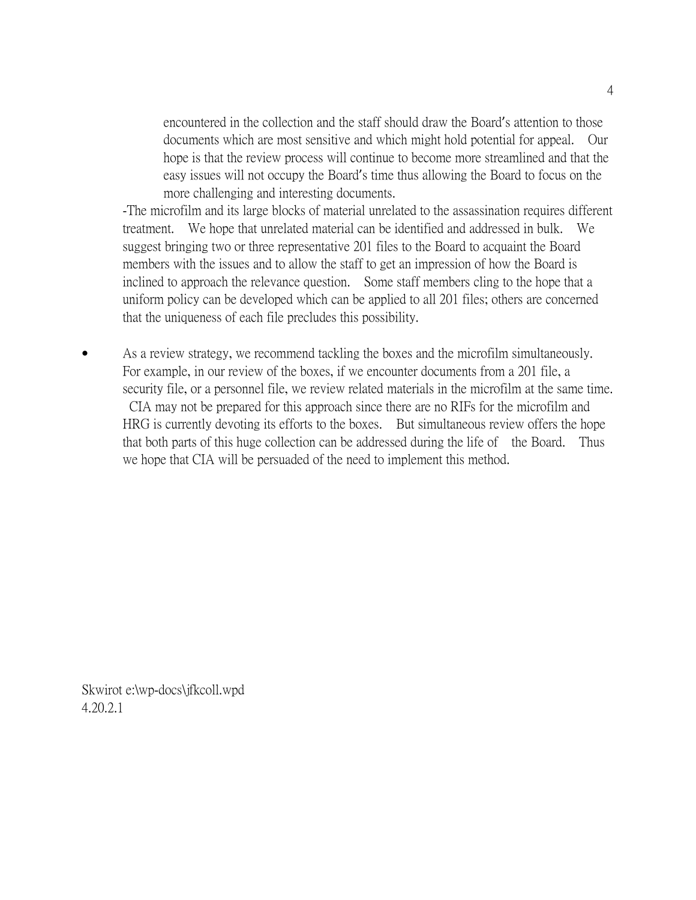encountered in the collection and the staff should draw the Board's attention to those documents which are most sensitive and which might hold potential for appeal. Our hope is that the review process will continue to become more streamlined and that the easy issues will not occupy the Board's time thus allowing the Board to focus on the more challenging and interesting documents.

-The microfilm and its large blocks of material unrelated to the assassination requires different treatment. We hope that unrelated material can be identified and addressed in bulk. We suggest bringing two or three representative 201 files to the Board to acquaint the Board members with the issues and to allow the staff to get an impression of how the Board is inclined to approach the relevance question. Some staff members cling to the hope that a uniform policy can be developed which can be applied to all 201 files; others are concerned that the uniqueness of each file precludes this possibility.

- As a review strategy, we recommend tackling the boxes and the microfilm simultaneously. For example, in our review of the boxes, if we encounter documents from a 201 file, a security file, or a personnel file, we review related materials in the microfilm at the same time. CIA may not be prepared for this approach since there are no RIFs for the microfilm and HRG is currently devoting its efforts to the boxes. But simultaneous review offers the hope that both parts of this huge collection can be addressed during the life of the Board. Thus we hope that CIA will be persuaded of the need to implement this method.

Skwirot e:\wp-docs\jfkcoll.wpd
4.20.2.1